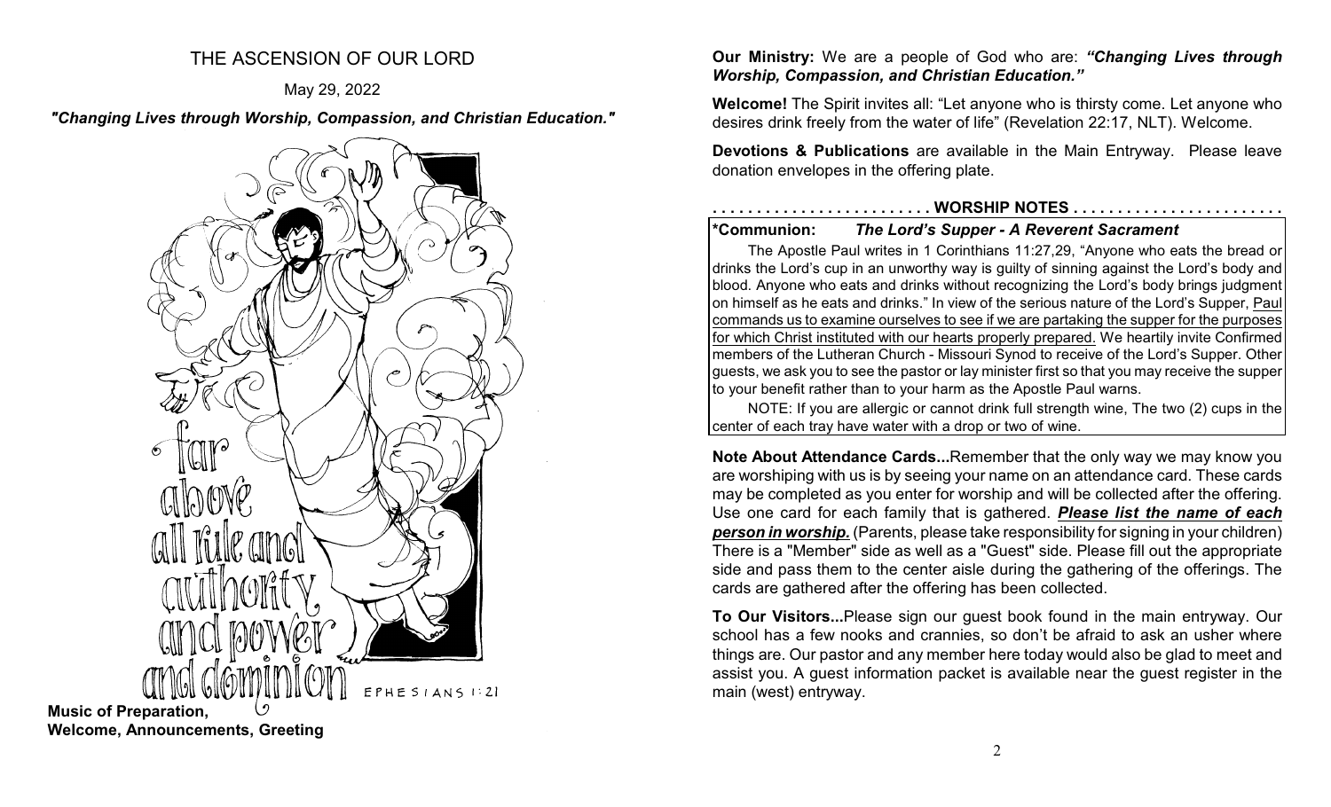# THE ASCENSION OF OUR LORD

May 29, 2022

*"Changing Lives through Worship, Compassion, and Christian Education."*

far above all rule and authority and power and dominion EPHESIANS 1:21

**Music of Preparation,**
**Welcome, Announcements, Greeting**

**Our Ministry:** We are a people of God who are: ***"Changing Lives through Worship, Compassion, and Christian Education."***

**Welcome!** The Spirit invites all: "Let anyone who is thirsty come. Let anyone who desires drink freely from the water of life" (Revelation 22:17, NLT). Welcome.

**Devotions & Publications** are available in the Main Entryway. Please leave donation envelopes in the offering plate.

## . . . . . . . . . . . . . . . . . . . . . . . . . WORSHIP NOTES . . . . . . . . . . . . . . . . . . . . . . . .

**\*Communion:** ***The Lord's Supper - A Reverent Sacrament***

The Apostle Paul writes in 1 Corinthians 11:27,29, "Anyone who eats the bread or drinks the Lord's cup in an unworthy way is guilty of sinning against the Lord's body and blood. Anyone who eats and drinks without recognizing the Lord's body brings judgment on himself as he eats and drinks." In view of the serious nature of the Lord's Supper, <u>Paul commands us to examine ourselves to see if we are partaking the supper for the purposes for which Christ instituted with our hearts properly prepared.</u> We heartily invite Confirmed members of the Lutheran Church - Missouri Synod to receive of the Lord's Supper. Other guests, we ask you to see the pastor or lay minister first so that you may receive the supper to your benefit rather than to your harm as the Apostle Paul warns.

NOTE: If you are allergic or cannot drink full strength wine, The two (2) cups in the center of each tray have water with a drop or two of wine.

**Note About Attendance Cards...**Remember that the only way we may know you are worshiping with us is by seeing your name on an attendance card. These cards may be completed as you enter for worship and will be collected after the offering. Use one card for each family that is gathered. ***<u>Please list the name of each person in worship.</u>*** (Parents, please take responsibility for signing in your children) There is a "Member" side as well as a "Guest" side. Please fill out the appropriate side and pass them to the center aisle during the gathering of the offerings. The cards are gathered after the offering has been collected.

**To Our Visitors...**Please sign our guest book found in the main entryway. Our school has a few nooks and crannies, so don't be afraid to ask an usher where things are. Our pastor and any member here today would also be glad to meet and assist you. A guest information packet is available near the guest register in the main (west) entryway.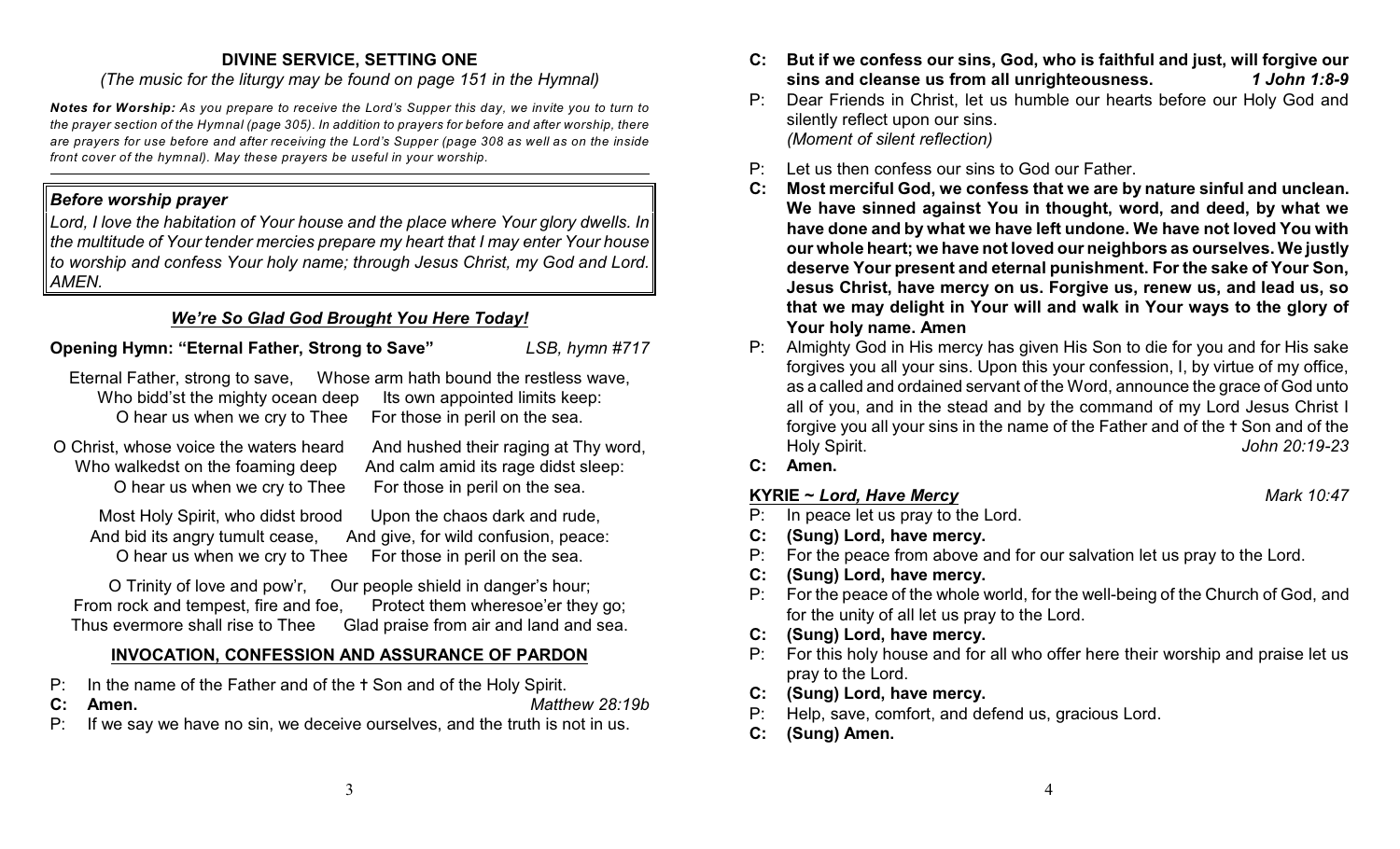## DIVINE SERVICE, SETTING ONE

*(The music for the liturgy may be found on page 151 in the Hymnal)*

***Notes for Worship:*** *As you prepare to receive the Lord's Supper this day, we invite you to turn to the prayer section of the Hymnal (page 305). In addition to prayers for before and after worship, there are prayers for use before and after receiving the Lord's Supper (page 308 as well as on the inside front cover of the hymnal). May these prayers be useful in your worship.*

***Before worship prayer***

*Lord, I love the habitation of Your house and the place where Your glory dwells. In the multitude of Your tender mercies prepare my heart that I may enter Your house to worship and confess Your holy name; through Jesus Christ, my God and Lord. AMEN.*

***We're So Glad God Brought You Here Today!***

**Opening Hymn: "Eternal Father, Strong to Save"** *LSB, hymn #717*

Eternal Father, strong to save, Whose arm hath bound the restless wave,
Who bidd'st the mighty ocean deep Its own appointed limits keep:
O hear us when we cry to Thee For those in peril on the sea.

O Christ, whose voice the waters heard And hushed their raging at Thy word,
Who walkedst on the foaming deep And calm amid its rage didst sleep:
O hear us when we cry to Thee For those in peril on the sea.

Most Holy Spirit, who didst brood Upon the chaos dark and rude,
And bid its angry tumult cease, And give, for wild confusion, peace:
O hear us when we cry to Thee For those in peril on the sea.

O Trinity of love and pow'r, Our people shield in danger's hour;
From rock and tempest, fire and foe, Protect them wheresoe'er they go;
Thus evermore shall rise to Thee Glad praise from air and land and sea.

### INVOCATION, CONFESSION AND ASSURANCE OF PARDON

P: In the name of the Father and of the † Son and of the Holy Spirit.

**C: Amen.** *Matthew 28:19b*

P: If we say we have no sin, we deceive ourselves, and the truth is not in us.

**C: But if we confess our sins, God, who is faithful and just, will forgive our sins and cleanse us from all unrighteousness.** ***1 John 1:8-9***

P: Dear Friends in Christ, let us humble our hearts before our Holy God and silently reflect upon our sins.
*(Moment of silent reflection)*

P: Let us then confess our sins to God our Father.

**C: Most merciful God, we confess that we are by nature sinful and unclean. We have sinned against You in thought, word, and deed, by what we have done and by what we have left undone. We have not loved You with our whole heart; we have not loved our neighbors as ourselves. We justly deserve Your present and eternal punishment. For the sake of Your Son, Jesus Christ, have mercy on us. Forgive us, renew us, and lead us, so that we may delight in Your will and walk in Your ways to the glory of Your holy name. Amen**

P: Almighty God in His mercy has given His Son to die for you and for His sake forgives you all your sins. Upon this your confession, I, by virtue of my office, as a called and ordained servant of the Word, announce the grace of God unto all of you, and in the stead and by the command of my Lord Jesus Christ I forgive you all your sins in the name of the Father and of the † Son and of the Holy Spirit. *John 20:19-23*

**C: Amen.**

### KYRIE ~ *Lord, Have Mercy* *Mark 10:47*

P: In peace let us pray to the Lord.

**C: (Sung) Lord, have mercy.**

P: For the peace from above and for our salvation let us pray to the Lord.

**C: (Sung) Lord, have mercy.**

P: For the peace of the whole world, for the well-being of the Church of God, and for the unity of all let us pray to the Lord.

**C: (Sung) Lord, have mercy.**

P: For this holy house and for all who offer here their worship and praise let us pray to the Lord.

**C: (Sung) Lord, have mercy.**

P: Help, save, comfort, and defend us, gracious Lord.

**C: (Sung) Amen.**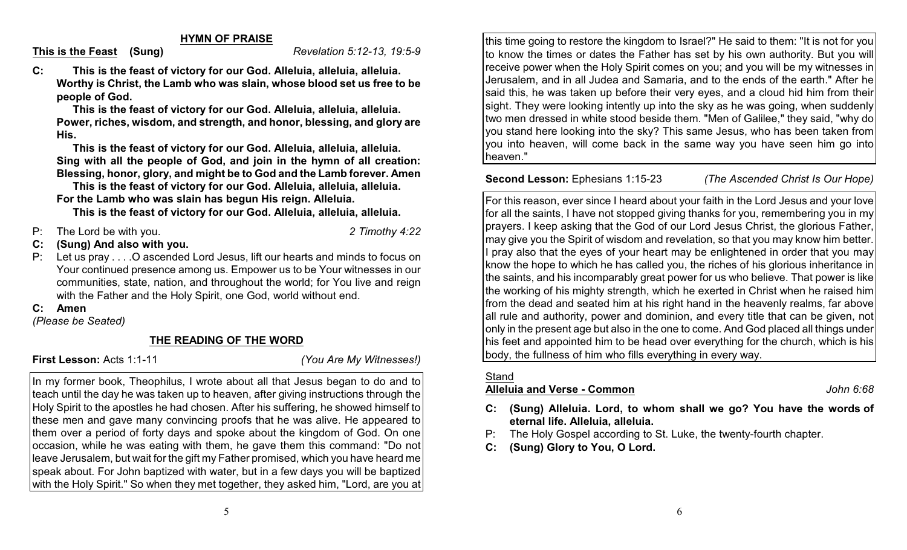## HYMN OF PRAISE

**This is the Feast (Sung)** *Revelation 5:12-13, 19:5-9*

**C: This is the feast of victory for our God. Alleluia, alleluia, alleluia. Worthy is Christ, the Lamb who was slain, whose blood set us free to be people of God.**

**This is the feast of victory for our God. Alleluia, alleluia, alleluia. Power, riches, wisdom, and strength, and honor, blessing, and glory are His.**

**This is the feast of victory for our God. Alleluia, alleluia, alleluia. Sing with all the people of God, and join in the hymn of all creation: Blessing, honor, glory, and might be to God and the Lamb forever. Amen**

**This is the feast of victory for our God. Alleluia, alleluia, alleluia. For the Lamb who was slain has begun His reign. Alleluia.**

**This is the feast of victory for our God. Alleluia, alleluia, alleluia.**

P: The Lord be with you. *2 Timothy 4:22*

**C: (Sung) And also with you.**

P: Let us pray . . . .O ascended Lord Jesus, lift our hearts and minds to focus on Your continued presence among us. Empower us to be Your witnesses in our communities, state, nation, and throughout the world; for You live and reign with the Father and the Holy Spirit, one God, world without end.

**C: Amen**

*(Please be Seated)*

## THE READING OF THE WORD

**First Lesson:** Acts 1:1-11 *(You Are My Witnesses!)*

In my former book, Theophilus, I wrote about all that Jesus began to do and to teach until the day he was taken up to heaven, after giving instructions through the Holy Spirit to the apostles he had chosen. After his suffering, he showed himself to these men and gave many convincing proofs that he was alive. He appeared to them over a period of forty days and spoke about the kingdom of God. On one occasion, while he was eating with them, he gave them this command: "Do not leave Jerusalem, but wait for the gift my Father promised, which you have heard me speak about. For John baptized with water, but in a few days you will be baptized with the Holy Spirit." So when they met together, they asked him, "Lord, are you at this time going to restore the kingdom to Israel?" He said to them: "It is not for you to know the times or dates the Father has set by his own authority. But you will receive power when the Holy Spirit comes on you; and you will be my witnesses in Jerusalem, and in all Judea and Samaria, and to the ends of the earth." After he said this, he was taken up before their very eyes, and a cloud hid him from their sight. They were looking intently up into the sky as he was going, when suddenly two men dressed in white stood beside them. "Men of Galilee," they said, "why do you stand here looking into the sky? This same Jesus, who has been taken from you into heaven, will come back in the same way you have seen him go into heaven."

**Second Lesson:** Ephesians 1:15-23 *(The Ascended Christ Is Our Hope)*

For this reason, ever since I heard about your faith in the Lord Jesus and your love for all the saints, I have not stopped giving thanks for you, remembering you in my prayers. I keep asking that the God of our Lord Jesus Christ, the glorious Father, may give you the Spirit of wisdom and revelation, so that you may know him better. I pray also that the eyes of your heart may be enlightened in order that you may know the hope to which he has called you, the riches of his glorious inheritance in the saints, and his incomparably great power for us who believe. That power is like the working of his mighty strength, which he exerted in Christ when he raised him from the dead and seated him at his right hand in the heavenly realms, far above all rule and authority, power and dominion, and every title that can be given, not only in the present age but also in the one to come. And God placed all things under his feet and appointed him to be head over everything for the church, which is his body, the fullness of him who fills everything in every way.

Stand

**Alleluia and Verse - Common** *John 6:68*

**C: (Sung) Alleluia. Lord, to whom shall we go? You have the words of eternal life. Alleluia, alleluia.**

P: The Holy Gospel according to St. Luke, the twenty-fourth chapter.

**C: (Sung) Glory to You, O Lord.**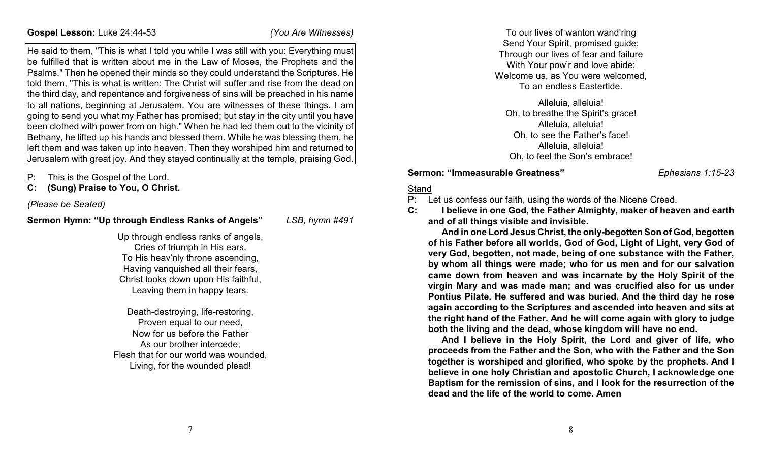**Gospel Lesson:** Luke 24:44-53 *(You Are Witnesses)*

He said to them, "This is what I told you while I was still with you: Everything must be fulfilled that is written about me in the Law of Moses, the Prophets and the Psalms." Then he opened their minds so they could understand the Scriptures. He told them, "This is what is written: The Christ will suffer and rise from the dead on the third day, and repentance and forgiveness of sins will be preached in his name to all nations, beginning at Jerusalem. You are witnesses of these things. I am going to send you what my Father has promised; but stay in the city until you have been clothed with power from on high." When he had led them out to the vicinity of Bethany, he lifted up his hands and blessed them. While he was blessing them, he left them and was taken up into heaven. Then they worshiped him and returned to Jerusalem with great joy. And they stayed continually at the temple, praising God.

P: This is the Gospel of the Lord.
**C: (Sung) Praise to You, O Christ.**

*(Please be Seated)*

**Sermon Hymn: "Up through Endless Ranks of Angels"** *LSB, hymn #491*

Up through endless ranks of angels,
Cries of triumph in His ears,
To His heav'nly throne ascending,
Having vanquished all their fears,
Christ looks down upon His faithful,
Leaving them in happy tears.

Death-destroying, life-restoring,
Proven equal to our need,
Now for us before the Father
As our brother intercede;
Flesh that for our world was wounded,
Living, for the wounded plead!

To our lives of wanton wand'ring
Send Your Spirit, promised guide;
Through our lives of fear and failure
With Your pow'r and love abide;
Welcome us, as You were welcomed,
To an endless Eastertide.

Alleluia, alleluia!
Oh, to breathe the Spirit's grace!
Alleluia, alleluia!
Oh, to see the Father's face!
Alleluia, alleluia!
Oh, to feel the Son's embrace!

**Sermon: "Immeasurable Greatness"** *Ephesians 1:15-23*

Stand

P: Let us confess our faith, using the words of the Nicene Creed.
**C: I believe in one God, the Father Almighty, maker of heaven and earth and of all things visible and invisible.**

**And in one Lord Jesus Christ, the only-begotten Son of God, begotten of his Father before all worlds, God of God, Light of Light, very God of very God, begotten, not made, being of one substance with the Father, by whom all things were made; who for us men and for our salvation came down from heaven and was incarnate by the Holy Spirit of the virgin Mary and was made man; and was crucified also for us under Pontius Pilate. He suffered and was buried. And the third day he rose again according to the Scriptures and ascended into heaven and sits at the right hand of the Father. And he will come again with glory to judge both the living and the dead, whose kingdom will have no end.**

**And I believe in the Holy Spirit, the Lord and giver of life, who proceeds from the Father and the Son, who with the Father and the Son together is worshiped and glorified, who spoke by the prophets. And I believe in one holy Christian and apostolic Church, I acknowledge one Baptism for the remission of sins, and I look for the resurrection of the dead and the life of the world to come. Amen**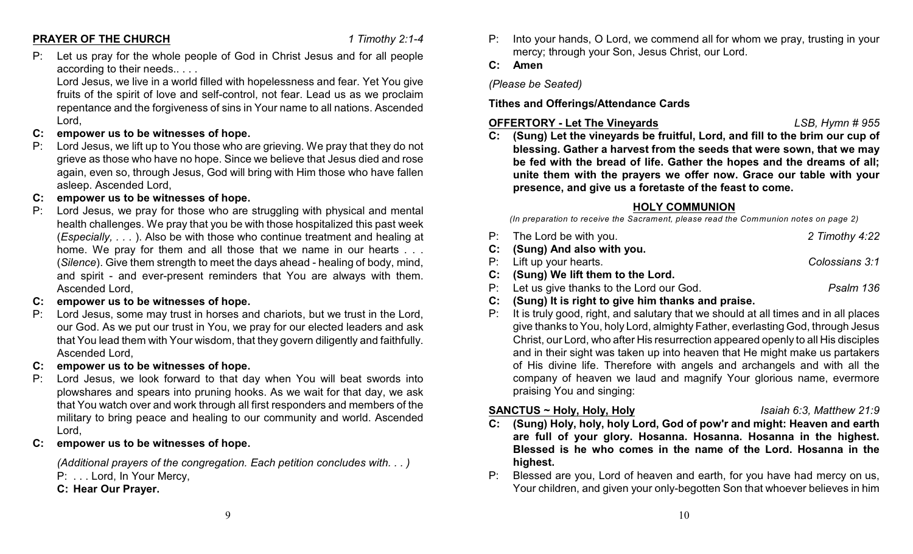**PRAYER OF THE CHURCH** *1 Timothy 2:1-4*

P: Let us pray for the whole people of God in Christ Jesus and for all people according to their needs.. . . .

Lord Jesus, we live in a world filled with hopelessness and fear. Yet You give fruits of the spirit of love and self-control, not fear. Lead us as we proclaim repentance and the forgiveness of sins in Your name to all nations. Ascended Lord,

**C: empower us to be witnesses of hope.**

P: Lord Jesus, we lift up to You those who are grieving. We pray that they do not grieve as those who have no hope. Since we believe that Jesus died and rose again, even so, through Jesus, God will bring with Him those who have fallen asleep. Ascended Lord,

**C: empower us to be witnesses of hope.**

P: Lord Jesus, we pray for those who are struggling with physical and mental health challenges. We pray that you be with those hospitalized this past week (*Especially, . . .* ). Also be with those who continue treatment and healing at home. We pray for them and all those that we name in our hearts . . . (*Silence*). Give them strength to meet the days ahead - healing of body, mind, and spirit - and ever-present reminders that You are always with them. Ascended Lord,

**C: empower us to be witnesses of hope.**

P: Lord Jesus, some may trust in horses and chariots, but we trust in the Lord, our God. As we put our trust in You, we pray for our elected leaders and ask that You lead them with Your wisdom, that they govern diligently and faithfully. Ascended Lord,

**C: empower us to be witnesses of hope.**

P: Lord Jesus, we look forward to that day when You will beat swords into plowshares and spears into pruning hooks. As we wait for that day, we ask that You watch over and work through all first responders and members of the military to bring peace and healing to our community and world. Ascended Lord,

**C: empower us to be witnesses of hope.**

*(Additional prayers of the congregation. Each petition concludes with. . . )*

P: . . . Lord, In Your Mercy,

**C: Hear Our Prayer.**

P: Into your hands, O Lord, we commend all for whom we pray, trusting in your mercy; through your Son, Jesus Christ, our Lord.

**C: Amen**

*(Please be Seated)*

**Tithes and Offerings/Attendance Cards**

**OFFERTORY - Let The Vineyards** *LSB, Hymn # 955*

**C: (Sung) Let the vineyards be fruitful, Lord, and fill to the brim our cup of blessing. Gather a harvest from the seeds that were sown, that we may be fed with the bread of life. Gather the hopes and the dreams of all; unite them with the prayers we offer now. Grace our table with your presence, and give us a foretaste of the feast to come.**

## HOLY COMMUNION

*(In preparation to receive the Sacrament, please read the Communion notes on page 2)*

P: The Lord be with you. *2 Timothy 4:22*

**C: (Sung) And also with you.**

P: Lift up your hearts. *Colossians 3:1*

**C: (Sung) We lift them to the Lord.**

P: Let us give thanks to the Lord our God. *Psalm 136*

**C: (Sung) It is right to give him thanks and praise.**

P: It is truly good, right, and salutary that we should at all times and in all places give thanks to You, holy Lord, almighty Father, everlasting God, through Jesus Christ, our Lord, who after His resurrection appeared openly to all His disciples and in their sight was taken up into heaven that He might make us partakers of His divine life. Therefore with angels and archangels and with all the company of heaven we laud and magnify Your glorious name, evermore praising You and singing:

**SANCTUS ~ Holy, Holy, Holy** *Isaiah 6:3, Matthew 21:9*

**C: (Sung) Holy, holy, holy Lord, God of pow'r and might: Heaven and earth are full of your glory. Hosanna. Hosanna. Hosanna in the highest. Blessed is he who comes in the name of the Lord. Hosanna in the highest.**

P: Blessed are you, Lord of heaven and earth, for you have had mercy on us, Your children, and given your only-begotten Son that whoever believes in him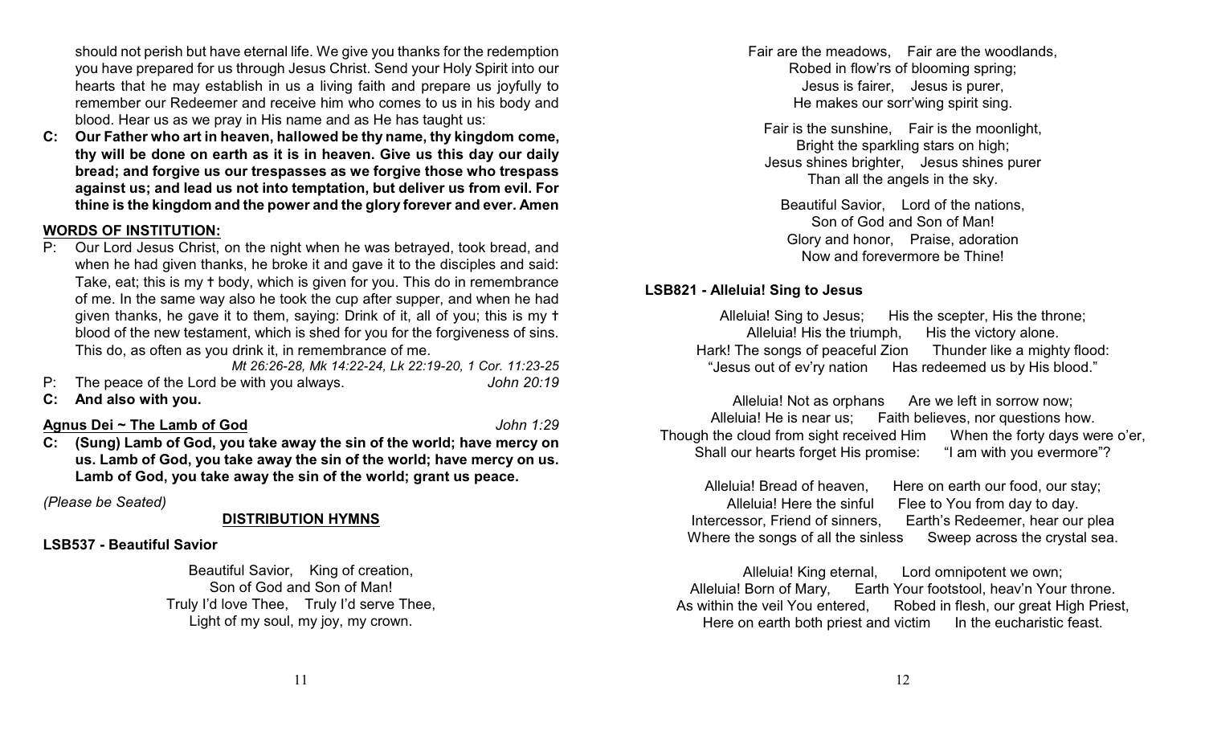should not perish but have eternal life. We give you thanks for the redemption you have prepared for us through Jesus Christ. Send your Holy Spirit into our hearts that he may establish in us a living faith and prepare us joyfully to remember our Redeemer and receive him who comes to us in his body and blood. Hear us as we pray in His name and as He has taught us:

**C: Our Father who art in heaven, hallowed be thy name, thy kingdom come, thy will be done on earth as it is in heaven. Give us this day our daily bread; and forgive us our trespasses as we forgive those who trespass against us; and lead us not into temptation, but deliver us from evil. For thine is the kingdom and the power and the glory forever and ever. Amen**

**WORDS OF INSTITUTION:**

P: Our Lord Jesus Christ, on the night when he was betrayed, took bread, and when he had given thanks, he broke it and gave it to the disciples and said: Take, eat; this is my ✝ body, which is given for you. This do in remembrance of me. In the same way also he took the cup after supper, and when he had given thanks, he gave it to them, saying: Drink of it, all of you; this is my ✝ blood of the new testament, which is shed for you for the forgiveness of sins. This do, as often as you drink it, in remembrance of me.

*Mt 26:26-28, Mk 14:22-24, Lk 22:19-20, 1 Cor. 11:23-25*

P: The peace of the Lord be with you always. *John 20:19*

**C: And also with you.**

**Agnus Dei ~ The Lamb of God** *John 1:29*

**C: (Sung) Lamb of God, you take away the sin of the world; have mercy on us. Lamb of God, you take away the sin of the world; have mercy on us. Lamb of God, you take away the sin of the world; grant us peace.**

*(Please be Seated)*

**DISTRIBUTION HYMNS**

**LSB537 - Beautiful Savior**

Beautiful Savior, King of creation,
Son of God and Son of Man!
Truly I'd love Thee, Truly I'd serve Thee,
Light of my soul, my joy, my crown.

Fair are the meadows, Fair are the woodlands,
Robed in flow'rs of blooming spring;
Jesus is fairer, Jesus is purer,
He makes our sorr'wing spirit sing.

Fair is the sunshine, Fair is the moonlight,
Bright the sparkling stars on high;
Jesus shines brighter, Jesus shines purer
Than all the angels in the sky.

Beautiful Savior, Lord of the nations,
Son of God and Son of Man!
Glory and honor, Praise, adoration
Now and forevermore be Thine!

**LSB821 - Alleluia! Sing to Jesus**

Alleluia! Sing to Jesus; His the scepter, His the throne;
Alleluia! His the triumph, His the victory alone.
Hark! The songs of peaceful Zion Thunder like a mighty flood:
"Jesus out of ev'ry nation Has redeemed us by His blood."

Alleluia! Not as orphans Are we left in sorrow now;
Alleluia! He is near us; Faith believes, nor questions how.
Though the cloud from sight received Him When the forty days were o'er,
Shall our hearts forget His promise: "I am with you evermore"?

Alleluia! Bread of heaven, Here on earth our food, our stay;
Alleluia! Here the sinful Flee to You from day to day.
Intercessor, Friend of sinners, Earth's Redeemer, hear our plea
Where the songs of all the sinless Sweep across the crystal sea.

Alleluia! King eternal, Lord omnipotent we own;
Alleluia! Born of Mary, Earth Your footstool, heav'n Your throne.
As within the veil You entered, Robed in flesh, our great High Priest,
Here on earth both priest and victim In the eucharistic feast.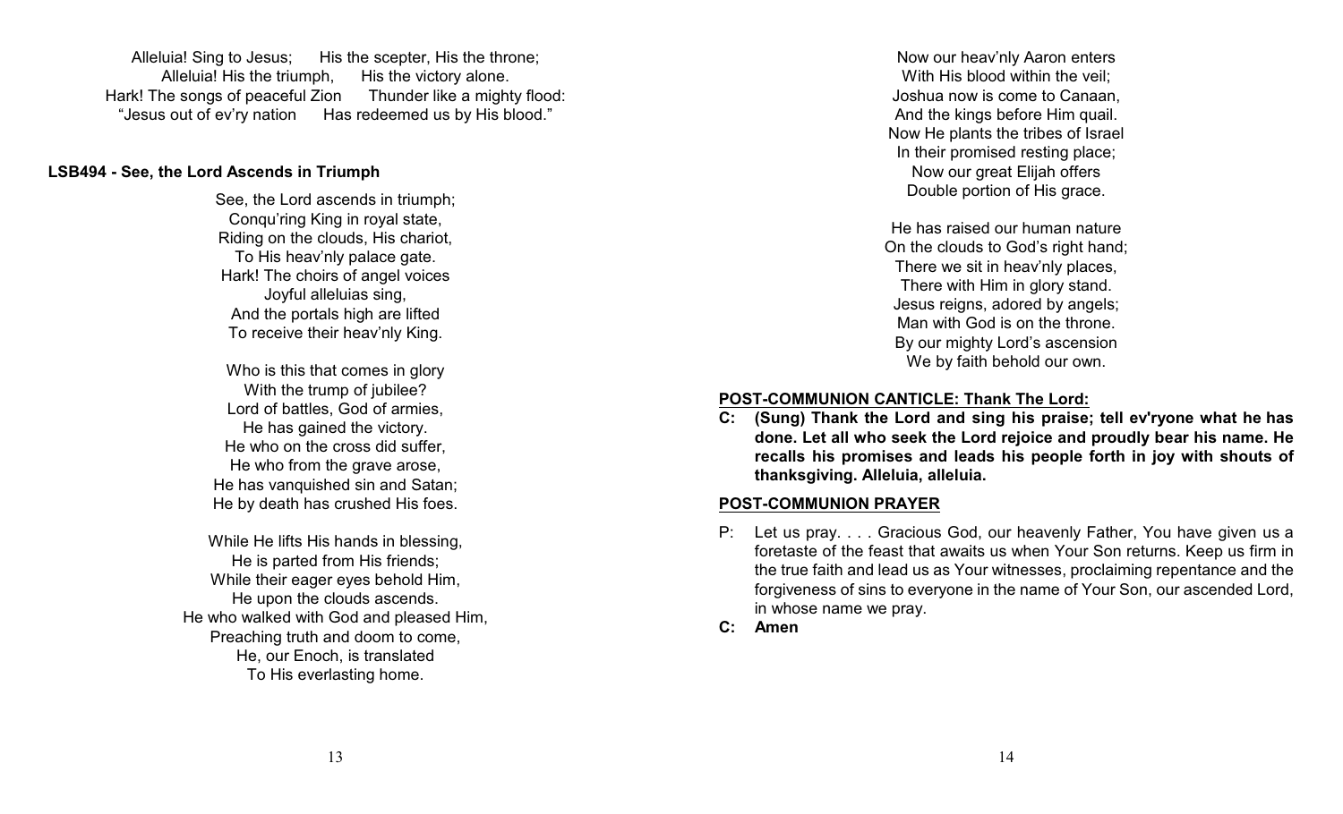Alleluia! Sing to Jesus; His the scepter, His the throne;
Alleluia! His the triumph, His the victory alone.
Hark! The songs of peaceful Zion Thunder like a mighty flood:
"Jesus out of ev'ry nation Has redeemed us by His blood."

**LSB494 - See, the Lord Ascends in Triumph**

See, the Lord ascends in triumph;
Conqu'ring King in royal state,
Riding on the clouds, His chariot,
To His heav'nly palace gate.
Hark! The choirs of angel voices
Joyful alleluias sing,
And the portals high are lifted
To receive their heav'nly King.

Who is this that comes in glory
With the trump of jubilee?
Lord of battles, God of armies,
He has gained the victory.
He who on the cross did suffer,
He who from the grave arose,
He has vanquished sin and Satan;
He by death has crushed His foes.

While He lifts His hands in blessing,
He is parted from His friends;
While their eager eyes behold Him,
He upon the clouds ascends.
He who walked with God and pleased Him,
Preaching truth and doom to come,
He, our Enoch, is translated
To His everlasting home.

Now our heav'nly Aaron enters
With His blood within the veil;
Joshua now is come to Canaan,
And the kings before Him quail.
Now He plants the tribes of Israel
In their promised resting place;
Now our great Elijah offers
Double portion of His grace.

He has raised our human nature
On the clouds to God's right hand;
There we sit in heav'nly places,
There with Him in glory stand.
Jesus reigns, adored by angels;
Man with God is on the throne.
By our mighty Lord's ascension
We by faith behold our own.

**POST-COMMUNION CANTICLE: Thank The Lord:**

**C: (Sung) Thank the Lord and sing his praise; tell ev'ryone what he has done. Let all who seek the Lord rejoice and proudly bear his name. He recalls his promises and leads his people forth in joy with shouts of thanksgiving. Alleluia, alleluia.**

**POST-COMMUNION PRAYER**

P: Let us pray. . . . Gracious God, our heavenly Father, You have given us a foretaste of the feast that awaits us when Your Son returns. Keep us firm in the true faith and lead us as Your witnesses, proclaiming repentance and the forgiveness of sins to everyone in the name of Your Son, our ascended Lord, in whose name we pray.

**C: Amen**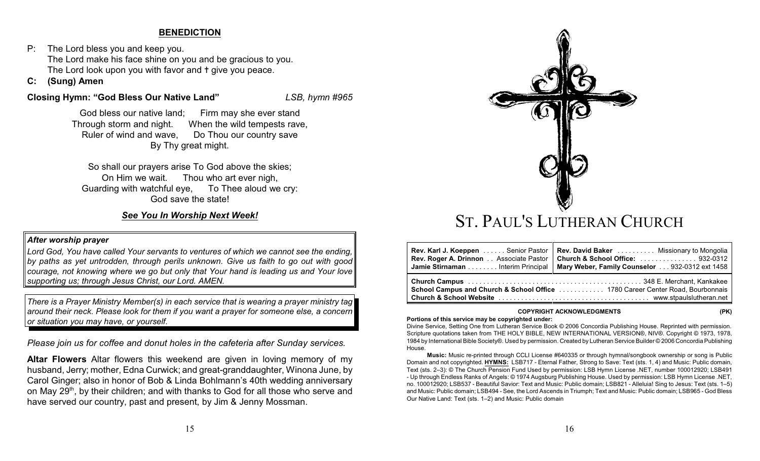## BENEDICTION

P: The Lord bless you and keep you.
The Lord make his face shine on you and be gracious to you.
The Lord look upon you with favor and † give you peace.

**C: (Sung) Amen**

**Closing Hymn: "God Bless Our Native Land"** *LSB, hymn #965*

God bless our native land; Firm may she ever stand
Through storm and night. When the wild tempests rave,
Ruler of wind and wave, Do Thou our country save
By Thy great might.

So shall our prayers arise To God above the skies;
On Him we wait. Thou who art ever nigh,
Guarding with watchful eye, To Thee aloud we cry:
God save the state!

***See You In Worship Next Week!***

***After worship prayer***

*Lord God, You have called Your servants to ventures of which we cannot see the ending, by paths as yet untrodden, through perils unknown. Give us faith to go out with good courage, not knowing where we go but only that Your hand is leading us and Your love supporting us; through Jesus Christ, our Lord. AMEN.*

*There is a Prayer Ministry Member(s) in each service that is wearing a prayer ministry tag around their neck. Please look for them if you want a prayer for someone else, a concern or situation you may have, or yourself.*

*Please join us for coffee and donut holes in the cafeteria after Sunday services.*

**Altar Flowers** Altar flowers this weekend are given in loving memory of my husband, Jerry; mother, Edna Curwick; and great-granddaughter, Winona June, by Carol Ginger; also in honor of Bob & Linda Bohlmann's 40th wedding anniversary on May 29th, by their children; and with thanks to God for all those who serve and have served our country, past and present, by Jim & Jenny Mossman.

# ST. PAUL'S LUTHERAN CHURCH

| | |
|---|---|
| **Rev. Karl J. Koeppen** . . . . . . Senior Pastor<br>**Rev. Roger A. Drinnon** . . Associate Pastor<br>**Jamie Stirnaman** . . . . . . . . Interim Principal | **Rev. David Baker** . . . . . . . . . . Missionary to Mongolia<br>**Church & School Office:** . . . . . . . . . . . . . . . 932-0312<br>**Mary Weber, Family Counselor** . . . 932-0312 ext 1458 |

**Church Campus** . . . . . . . . . . . . . . . . . . . . . . . . 348 E. Merchant, Kankakee
**School Campus and Church & School Office** . . . . . . . . . . . . 1780 Career Center Road, Bourbonnais
**Church & School Website** . . . . . . . . . . . . . . . . . . . . www.stpaulslutheran.net

**COPYRIGHT ACKNOWLEDGMENTS** **(PK)**

**Portions of this service may be copyrighted under:**
Divine Service, Setting One from Lutheran Service Book © 2006 Concordia Publishing House. Reprinted with permission. Scripture quotations taken from THE HOLY BIBLE, NEW INTERNATIONAL VERSION®, NIV®. Copyright © 1973, 1978, 1984 by International Bible Society®. Used by permission. Created by Lutheran Service Builder © 2006 Concordia Publishing House.

**Music:** Music re-printed through CCLI License #640335 or through hymnal/songbook ownership or song is Public Domain and not copyrighted. **HYMNS:** LSB717 - Eternal Father, Strong to Save: Text (sts. 1, 4) and Music: Public domain, Text (sts. 2–3): © The Church Pension Fund Used by permission: LSB Hymn License .NET, number 100012920; LSB491 - Up through Endless Ranks of Angels: © 1974 Augsburg Publishing House. Used by permission: LSB Hymn License .NET, no. 100012920; LSB537 - Beautiful Savior: Text and Music: Public domain; LSB821 - Alleluia! Sing to Jesus: Text (sts. 1–5) and Music: Public domain; LSB494 - See, the Lord Ascends in Triumph; Text and Music: Public domain; LSB965 - God Bless Our Native Land: Text (sts. 1–2) and Music: Public domain